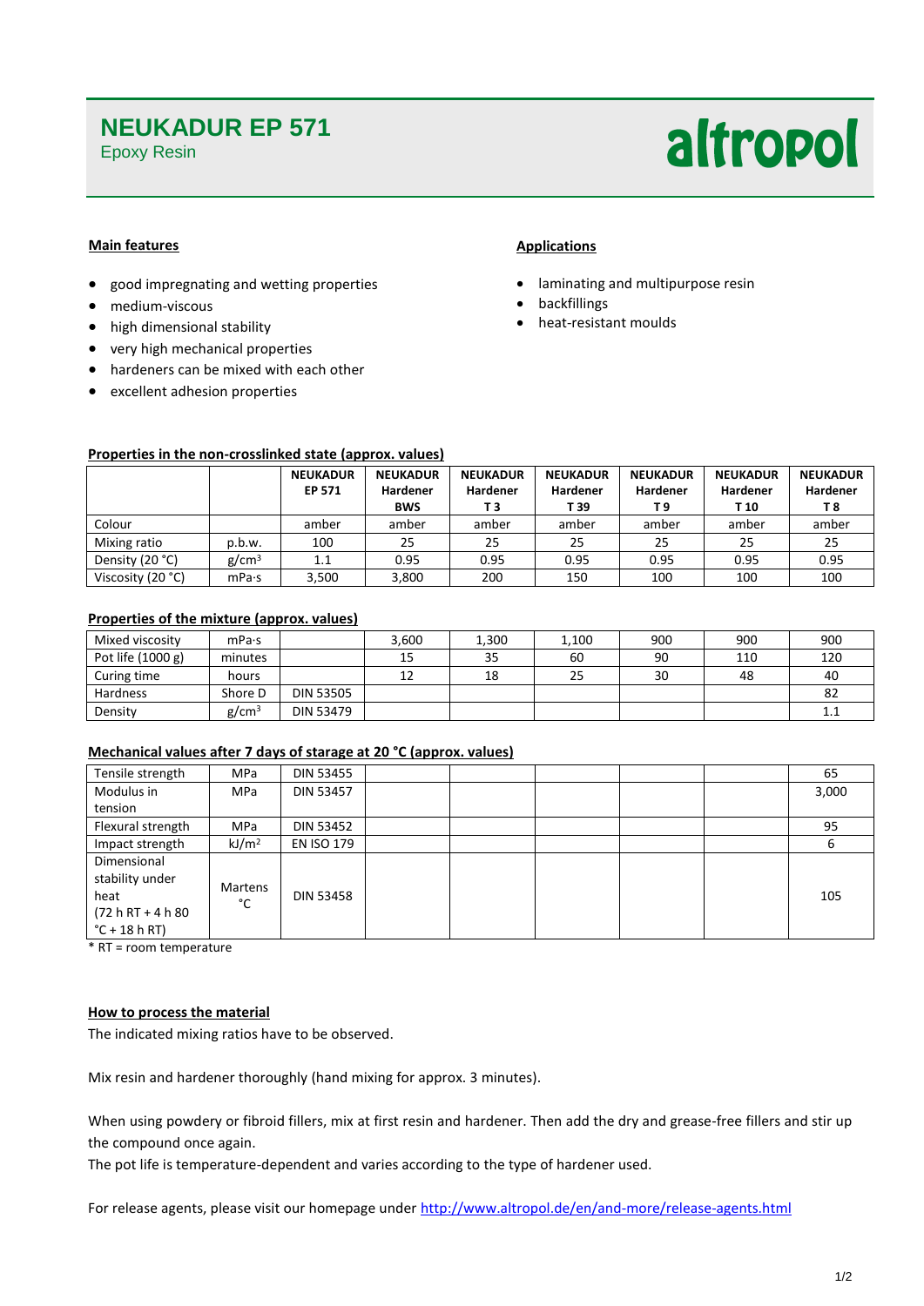# NEUKADUR EP 571

Epoxy Resin

altropol

### Main features

- good impregnating and wetting properties
- medium-viscous
- high dimensional stability
- very high mechanical properties
- hardeners can be mixed with each other
- excellent adhesion properties

### Applications

- laminating and multipurpose resin
- backfillings
- heat-resistant moulds

### Properties in the non-crosslinked state (approx. values)

| | | NEUKADUR EP 571 | NEUKADUR Hardener BWS | NEUKADUR Hardener T 3 | NEUKADUR Hardener T 39 | NEUKADUR Hardener T 9 | NEUKADUR Hardener T 10 | NEUKADUR Hardener T 8 |
|---|---|---|---|---|---|---|---|---|
| Colour | | amber | amber | amber | amber | amber | amber | amber |
| Mixing ratio | p.b.w. | 100 | 25 | 25 | 25 | 25 | 25 | 25 |
| Density (20 °C) | g/cm³ | 1.1 | 0.95 | 0.95 | 0.95 | 0.95 | 0.95 | 0.95 |
| Viscosity (20 °C) | mPa·s | 3,500 | 3,800 | 200 | 150 | 100 | 100 | 100 |

### Properties of the mixture (approx. values)

| | | | BWS | T 3 | T 39 | T 9 | T 10 | T 8 |
|---|---|---|---|---|---|---|---|---|
| Mixed viscosity | mPa·s | | 3,600 | 1,300 | 1,100 | 900 | 900 | 900 |
| Pot life (1000 g) | minutes | | 15 | 35 | 60 | 90 | 110 | 120 |
| Curing time | hours | | 12 | 18 | 25 | 30 | 48 | 40 |
| Hardness | Shore D | DIN 53505 | | | | | | 82 |
| Density | g/cm³ | DIN 53479 | | | | | | 1.1 |

### Mechanical values after 7 days of starage at 20 °C (approx. values)

| | | | BWS | T 3 | T 39 | T 9 | T 10 | T 8 |
|---|---|---|---|---|---|---|---|---|
| Tensile strength | MPa | DIN 53455 | | | | | | 65 |
| Modulus in tension | MPa | DIN 53457 | | | | | | 3,000 |
| Flexural strength | MPa | DIN 53452 | | | | | | 95 |
| Impact strength | kJ/m² | EN ISO 179 | | | | | | 6 |
| Dimensional stability under heat (72 h RT + 4 h 80 °C + 18 h RT) | Martens °C | DIN 53458 | | | | | | 105 |

\* RT = room temperature

### How to process the material

The indicated mixing ratios have to be observed.

Mix resin and hardener thoroughly (hand mixing for approx. 3 minutes).

When using powdery or fibroid fillers, mix at first resin and hardener. Then add the dry and grease-free fillers and stir up the compound once again.
The pot life is temperature-dependent and varies according to the type of hardener used.

For release agents, please visit our homepage under http://www.altropol.de/en/and-more/release-agents.html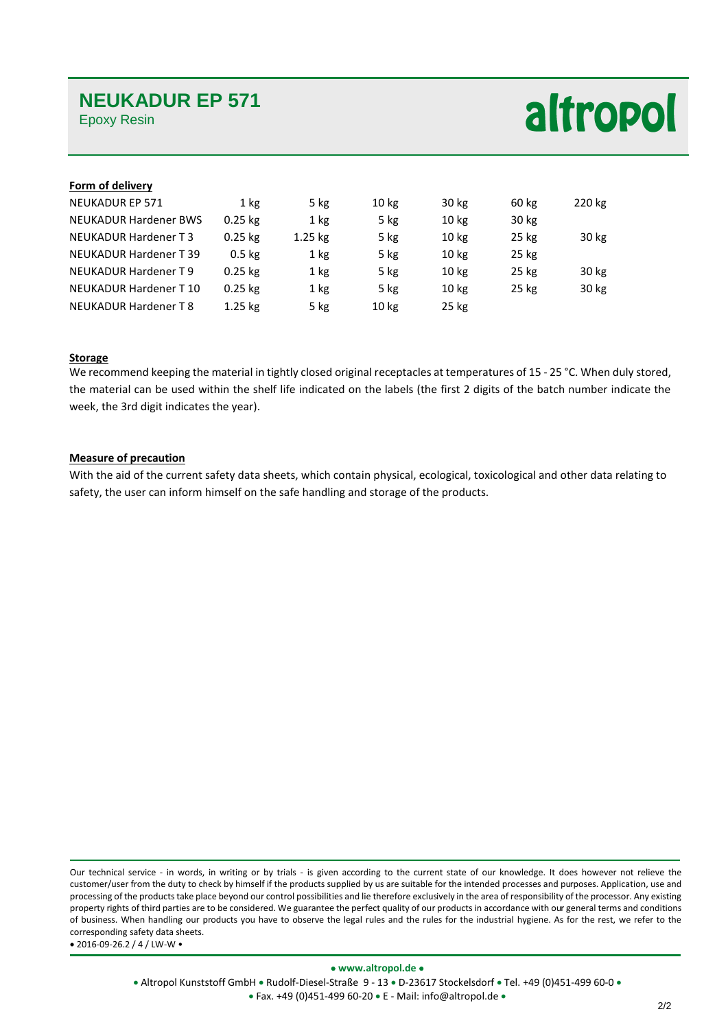**Form of delivery**

| | | | | | | |
|---|---|---|---|---|---|---|
| NEUKADUR EP 571 | 1 kg | 5 kg | 10 kg | 30 kg | 60 kg | 220 kg |
| NEUKADUR Hardener BWS | 0.25 kg | 1 kg | 5 kg | 10 kg | 30 kg | |
| NEUKADUR Hardener T 3 | 0.25 kg | 1.25 kg | 5 kg | 10 kg | 25 kg | 30 kg |
| NEUKADUR Hardener T 39 | 0.5 kg | 1 kg | 5 kg | 10 kg | 25 kg | |
| NEUKADUR Hardener T 9 | 0.25 kg | 1 kg | 5 kg | 10 kg | 25 kg | 30 kg |
| NEUKADUR Hardener T 10 | 0.25 kg | 1 kg | 5 kg | 10 kg | 25 kg | 30 kg |
| NEUKADUR Hardener T 8 | 1.25 kg | 5 kg | 10 kg | 25 kg | | |

**Storage**

We recommend keeping the material in tightly closed original receptacles at temperatures of 15 - 25 °C. When duly stored, the material can be used within the shelf life indicated on the labels (the first 2 digits of the batch number indicate the week, the 3rd digit indicates the year).

**Measure of precaution**

With the aid of the current safety data sheets, which contain physical, ecological, toxicological and other data relating to safety, the user can inform himself on the safe handling and storage of the products.

Our technical service - in words, in writing or by trials - is given according to the current state of our knowledge. It does however not relieve the customer/user from the duty to check by himself if the products supplied by us are suitable for the intended processes and purposes. Application, use and processing of the products take place beyond our control possibilities and lie therefore exclusively in the area of responsibility of the processor. Any existing property rights of third parties are to be considered. We guarantee the perfect quality of our products in accordance with our general terms and conditions of business. When handling our products you have to observe the legal rules and the rules for the industrial hygiene. As for the rest, we refer to the corresponding safety data sheets.

• 2016-09-26.2 / 4 / LW-W •